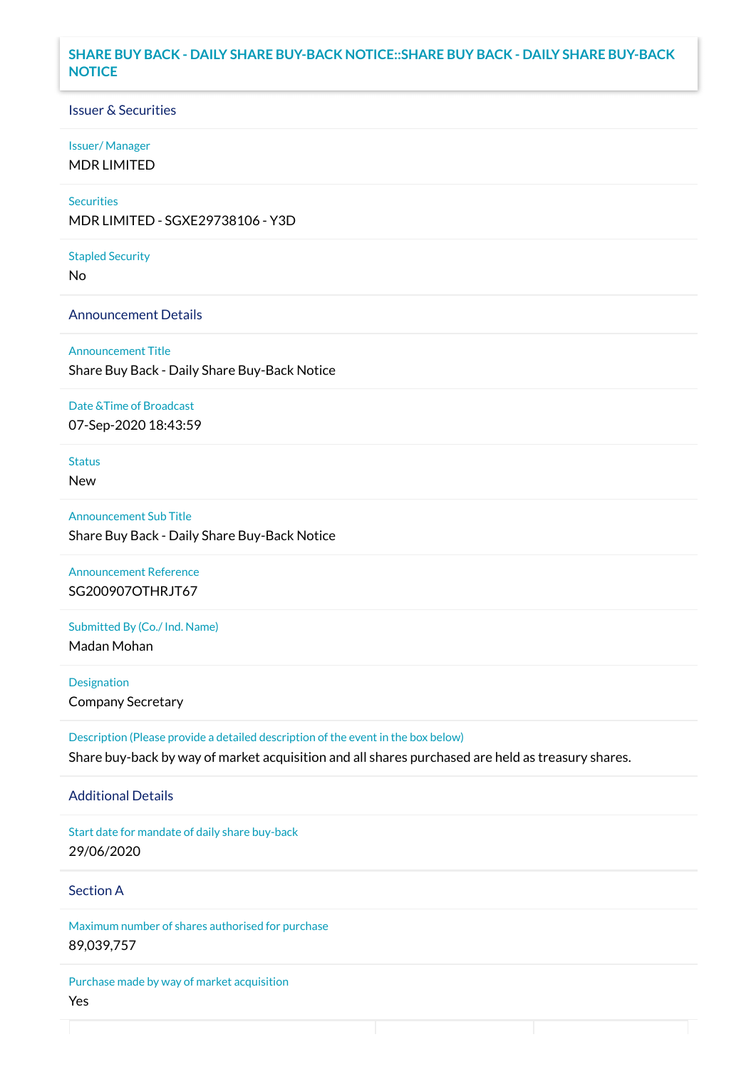# SHARE BUY BACK - DAILY SHARE BUY-BACK NOTICE::SHARE BUY BACK - DAILY SHARE BUY-BACK NOTICE

## Issuer & Securities

**Issuer/ Manager**
MDR LIMITED

**Securities**
MDR LIMITED - SGXE29738106 - Y3D

**Stapled Security**
No

## Announcement Details

**Announcement Title**
Share Buy Back - Daily Share Buy-Back Notice

**Date &Time of Broadcast**
07-Sep-2020 18:43:59

**Status**
New

**Announcement Sub Title**
Share Buy Back - Daily Share Buy-Back Notice

**Announcement Reference**
SG200907OTHRJT67

**Submitted By (Co./ Ind. Name)**
Madan Mohan

**Designation**
Company Secretary

**Description (Please provide a detailed description of the event in the box below)**
Share buy-back by way of market acquisition and all shares purchased are held as treasury shares.

## Additional Details

**Start date for mandate of daily share buy-back**
29/06/2020

## Section A

**Maximum number of shares authorised for purchase**
89,039,757

**Purchase made by way of market acquisition**
Yes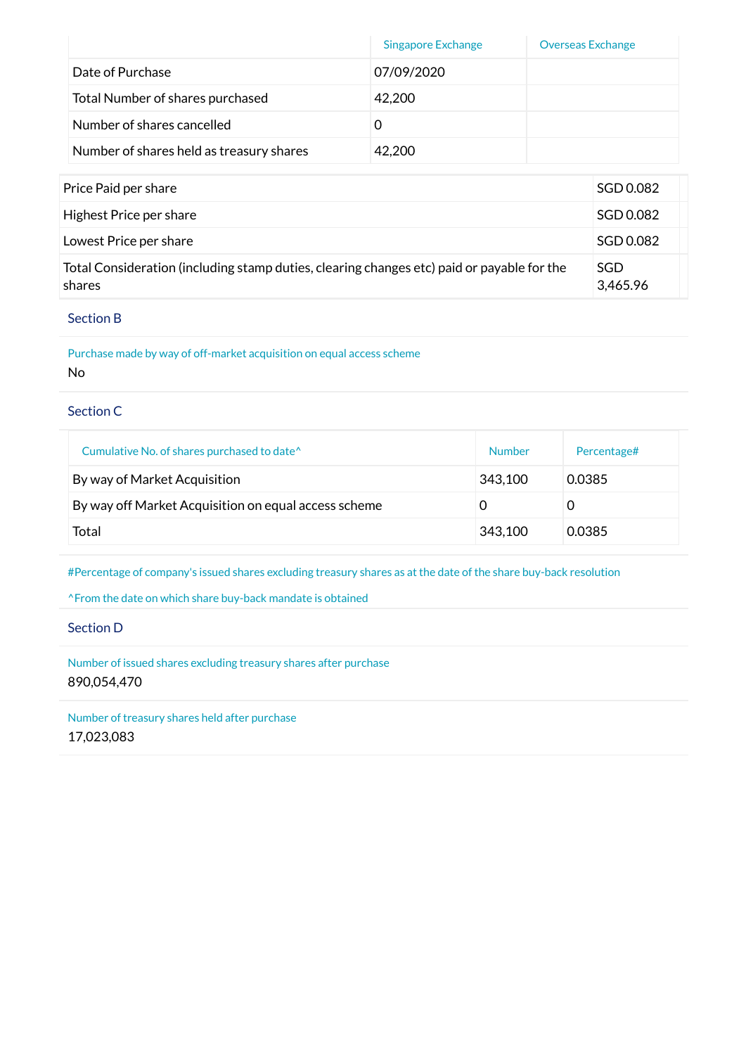| | Singapore Exchange | Overseas Exchange |
| --- | --- | --- |
| Date of Purchase | 07/09/2020 | |
| Total Number of shares purchased | 42,200 | |
| Number of shares cancelled | 0 | |
| Number of shares held as treasury shares | 42,200 | |

| | |
| --- | --- |
| Price Paid per share | SGD 0.082 |
| Highest Price per share | SGD 0.082 |
| Lowest Price per share | SGD 0.082 |
| Total Consideration (including stamp duties, clearing changes etc) paid or payable for the shares | SGD 3,465.96 |

## Section B

Purchase made by way of off-market acquisition on equal access scheme

No

## Section C

| Cumulative No. of shares purchased to date^ | Number | Percentage# |
| --- | --- | --- |
| By way of Market Acquisition | 343,100 | 0.0385 |
| By way off Market Acquisition on equal access scheme | 0 | 0 |
| Total | 343,100 | 0.0385 |

#Percentage of company's issued shares excluding treasury shares as at the date of the share buy-back resolution

^From the date on which share buy-back mandate is obtained

## Section D

Number of issued shares excluding treasury shares after purchase

890,054,470

Number of treasury shares held after purchase

17,023,083